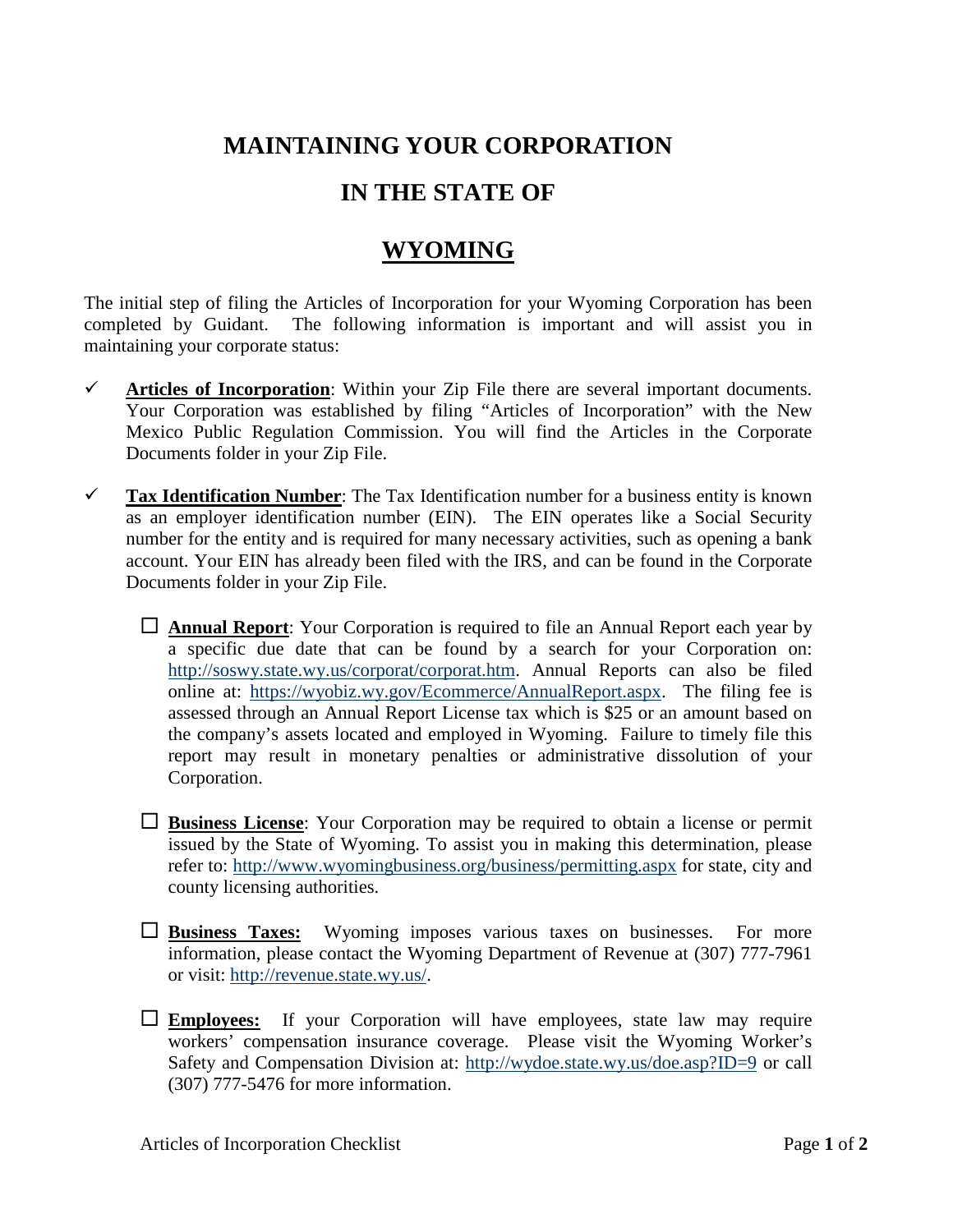# MAINTAINING YOUR CORPORATION

# IN THE STATE OF

# WYOMING

The initial step of filing the Articles of Incorporation for your Wyoming Corporation has been completed by Guidant. The following information is important and will assist you in maintaining your corporate status:

- ✓ **Articles of Incorporation**: Within your Zip File there are several important documents. Your Corporation was established by filing "Articles of Incorporation" with the New Mexico Public Regulation Commission. You will find the Articles in the Corporate Documents folder in your Zip File.

- ✓ **Tax Identification Number**: The Tax Identification number for a business entity is known as an employer identification number (EIN). The EIN operates like a Social Security number for the entity and is required for many necessary activities, such as opening a bank account. Your EIN has already been filed with the IRS, and can be found in the Corporate Documents folder in your Zip File.

  - ☐ **Annual Report**: Your Corporation is required to file an Annual Report each year by a specific due date that can be found by a search for your Corporation on: http://soswy.state.wy.us/corporat/corporat.htm. Annual Reports can also be filed online at: https://wyobiz.wy.gov/Ecommerce/AnnualReport.aspx. The filing fee is assessed through an Annual Report License tax which is $25 or an amount based on the company's assets located and employed in Wyoming. Failure to timely file this report may result in monetary penalties or administrative dissolution of your Corporation.

  - ☐ **Business License**: Your Corporation may be required to obtain a license or permit issued by the State of Wyoming. To assist you in making this determination, please refer to: http://www.wyomingbusiness.org/business/permitting.aspx for state, city and county licensing authorities.

  - ☐ **Business Taxes:** Wyoming imposes various taxes on businesses. For more information, please contact the Wyoming Department of Revenue at (307) 777-7961 or visit: http://revenue.state.wy.us/.

  - ☐ **Employees:** If your Corporation will have employees, state law may require workers' compensation insurance coverage. Please visit the Wyoming Worker's Safety and Compensation Division at: http://wydoe.state.wy.us/doe.asp?ID=9 or call (307) 777-5476 for more information.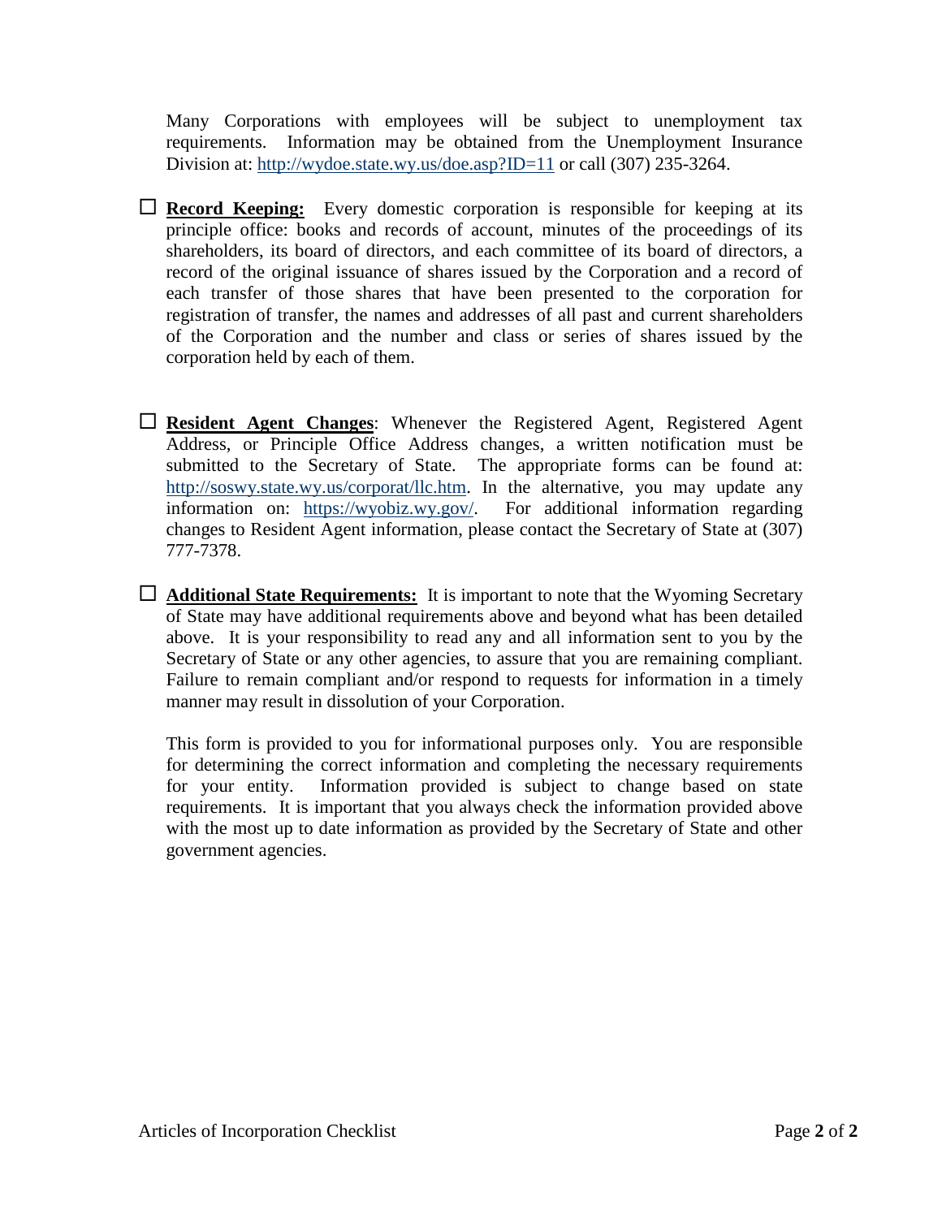Many Corporations with employees will be subject to unemployment tax requirements. Information may be obtained from the Unemployment Insurance Division at: [http://wydoe.state.wy.us/doe.asp?ID=11](http://wydoe.state.wy.us/doe.asp?ID=11) or call (307) 235-3264.

☐ **Record Keeping:** Every domestic corporation is responsible for keeping at its principle office: books and records of account, minutes of the proceedings of its shareholders, its board of directors, and each committee of its board of directors, a record of the original issuance of shares issued by the Corporation and a record of each transfer of those shares that have been presented to the corporation for registration of transfer, the names and addresses of all past and current shareholders of the Corporation and the number and class or series of shares issued by the corporation held by each of them.

☐ **Resident Agent Changes**: Whenever the Registered Agent, Registered Agent Address, or Principle Office Address changes, a written notification must be submitted to the Secretary of State. The appropriate forms can be found at: [http://soswy.state.wy.us/corporat/llc.htm](http://soswy.state.wy.us/corporat/llc.htm). In the alternative, you may update any information on: [https://wyobiz.wy.gov/](https://wyobiz.wy.gov/). For additional information regarding changes to Resident Agent information, please contact the Secretary of State at (307) 777-7378.

☐ **Additional State Requirements:** It is important to note that the Wyoming Secretary of State may have additional requirements above and beyond what has been detailed above. It is your responsibility to read any and all information sent to you by the Secretary of State or any other agencies, to assure that you are remaining compliant. Failure to remain compliant and/or respond to requests for information in a timely manner may result in dissolution of your Corporation.

This form is provided to you for informational purposes only. You are responsible for determining the correct information and completing the necessary requirements for your entity. Information provided is subject to change based on state requirements. It is important that you always check the information provided above with the most up to date information as provided by the Secretary of State and other government agencies.